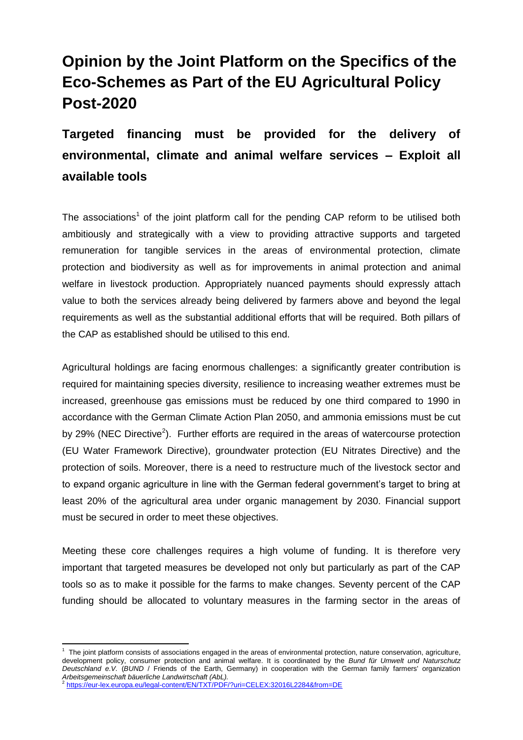# Opinion by the Joint Platform on the Specifics of the Eco-Schemes as Part of the EU Agricultural Policy Post-2020

## Targeted financing must be provided for the delivery of environmental, climate and animal welfare services – Exploit all available tools

The associations[1] of the joint platform call for the pending CAP reform to be utilised both ambitiously and strategically with a view to providing attractive supports and targeted remuneration for tangible services in the areas of environmental protection, climate protection and biodiversity as well as for improvements in animal protection and animal welfare in livestock production. Appropriately nuanced payments should expressly attach value to both the services already being delivered by farmers above and beyond the legal requirements as well as the substantial additional efforts that will be required. Both pillars of the CAP as established should be utilised to this end.

Agricultural holdings are facing enormous challenges: a significantly greater contribution is required for maintaining species diversity, resilience to increasing weather extremes must be increased, greenhouse gas emissions must be reduced by one third compared to 1990 in accordance with the German Climate Action Plan 2050, and ammonia emissions must be cut by 29% (NEC Directive[2]). Further efforts are required in the areas of watercourse protection (EU Water Framework Directive), groundwater protection (EU Nitrates Directive) and the protection of soils. Moreover, there is a need to restructure much of the livestock sector and to expand organic agriculture in line with the German federal government's target to bring at least 20% of the agricultural area under organic management by 2030. Financial support must be secured in order to meet these objectives.

Meeting these core challenges requires a high volume of funding. It is therefore very important that targeted measures be developed not only but particularly as part of the CAP tools so as to make it possible for the farms to make changes. Seventy percent of the CAP funding should be allocated to voluntary measures in the farming sector in the areas of

---

[1] The joint platform consists of associations engaged in the areas of environmental protection, nature conservation, agriculture, development policy, consumer protection and animal welfare. It is coordinated by the *Bund für Umwelt und Naturschutz Deutschland e.V.* (*BUND* / Friends of the Earth, Germany) in cooperation with the German family farmers' organization *Arbeitsgemeinschaft bäuerliche Landwirtschaft (AbL).*

[2] https://eur-lex.europa.eu/legal-content/EN/TXT/PDF/?uri=CELEX:32016L2284&from=DE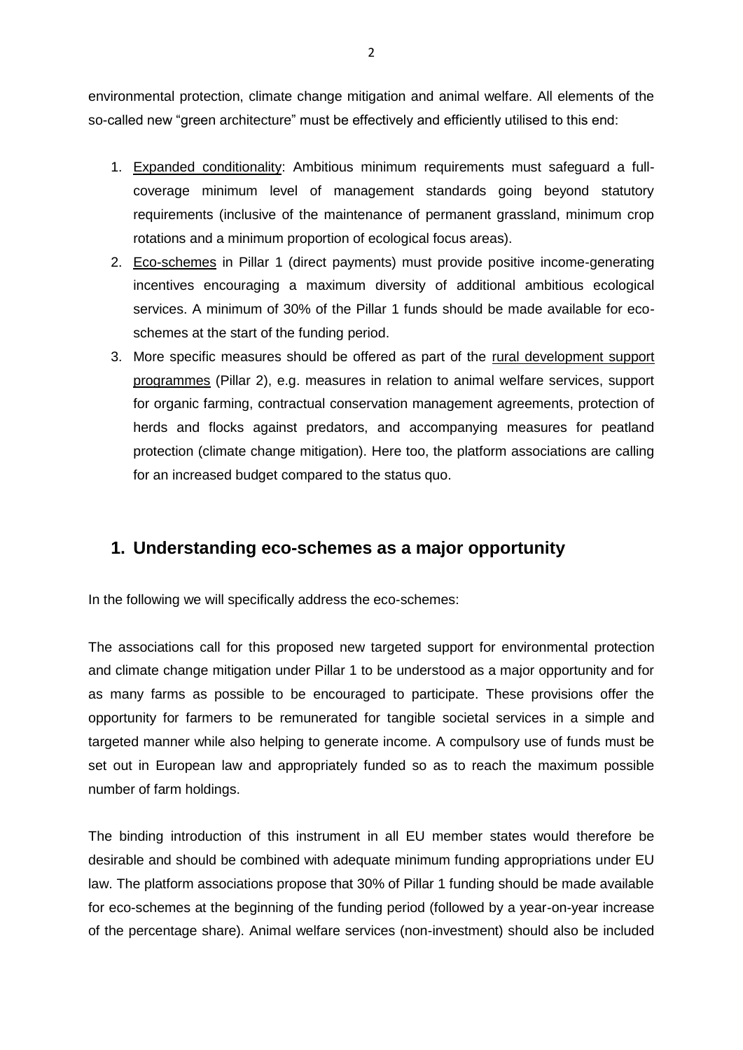environmental protection, climate change mitigation and animal welfare. All elements of the so-called new "green architecture" must be effectively and efficiently utilised to this end:

1. Expanded conditionality: Ambitious minimum requirements must safeguard a full-coverage minimum level of management standards going beyond statutory requirements (inclusive of the maintenance of permanent grassland, minimum crop rotations and a minimum proportion of ecological focus areas).
2. Eco-schemes in Pillar 1 (direct payments) must provide positive income-generating incentives encouraging a maximum diversity of additional ambitious ecological services. A minimum of 30% of the Pillar 1 funds should be made available for eco-schemes at the start of the funding period.
3. More specific measures should be offered as part of the rural development support programmes (Pillar 2), e.g. measures in relation to animal welfare services, support for organic farming, contractual conservation management agreements, protection of herds and flocks against predators, and accompanying measures for peatland protection (climate change mitigation). Here too, the platform associations are calling for an increased budget compared to the status quo.

## 1. Understanding eco-schemes as a major opportunity

In the following we will specifically address the eco-schemes:

The associations call for this proposed new targeted support for environmental protection and climate change mitigation under Pillar 1 to be understood as a major opportunity and for as many farms as possible to be encouraged to participate. These provisions offer the opportunity for farmers to be remunerated for tangible societal services in a simple and targeted manner while also helping to generate income. A compulsory use of funds must be set out in European law and appropriately funded so as to reach the maximum possible number of farm holdings.

The binding introduction of this instrument in all EU member states would therefore be desirable and should be combined with adequate minimum funding appropriations under EU law. The platform associations propose that 30% of Pillar 1 funding should be made available for eco-schemes at the beginning of the funding period (followed by a year-on-year increase of the percentage share). Animal welfare services (non-investment) should also be included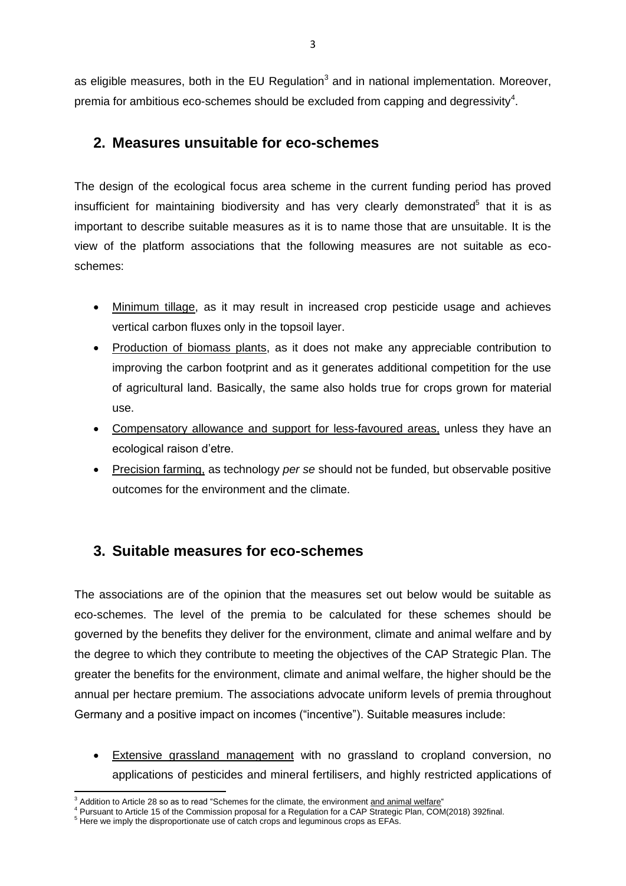as eligible measures, both in the EU Regulation[3] and in national implementation. Moreover, premia for ambitious eco-schemes should be excluded from capping and degressivity[4].

## 2. Measures unsuitable for eco-schemes

The design of the ecological focus area scheme in the current funding period has proved insufficient for maintaining biodiversity and has very clearly demonstrated[5] that it is as important to describe suitable measures as it is to name those that are unsuitable. It is the view of the platform associations that the following measures are not suitable as eco-schemes:

- Minimum tillage, as it may result in increased crop pesticide usage and achieves vertical carbon fluxes only in the topsoil layer.
- Production of biomass plants, as it does not make any appreciable contribution to improving the carbon footprint and as it generates additional competition for the use of agricultural land. Basically, the same also holds true for crops grown for material use.
- Compensatory allowance and support for less-favoured areas, unless they have an ecological raison d'etre.
- Precision farming, as technology *per se* should not be funded, but observable positive outcomes for the environment and the climate.

## 3. Suitable measures for eco-schemes

The associations are of the opinion that the measures set out below would be suitable as eco-schemes. The level of the premia to be calculated for these schemes should be governed by the benefits they deliver for the environment, climate and animal welfare and by the degree to which they contribute to meeting the objectives of the CAP Strategic Plan. The greater the benefits for the environment, climate and animal welfare, the higher should be the annual per hectare premium. The associations advocate uniform levels of premia throughout Germany and a positive impact on incomes ("incentive"). Suitable measures include:

- Extensive grassland management with no grassland to cropland conversion, no applications of pesticides and mineral fertilisers, and highly restricted applications of

[3] Addition to Article 28 so as to read "Schemes for the climate, the environment and animal welfare"

[4] Pursuant to Article 15 of the Commission proposal for a Regulation for a CAP Strategic Plan, COM(2018) 392final.

[5] Here we imply the disproportionate use of catch crops and leguminous crops as EFAs.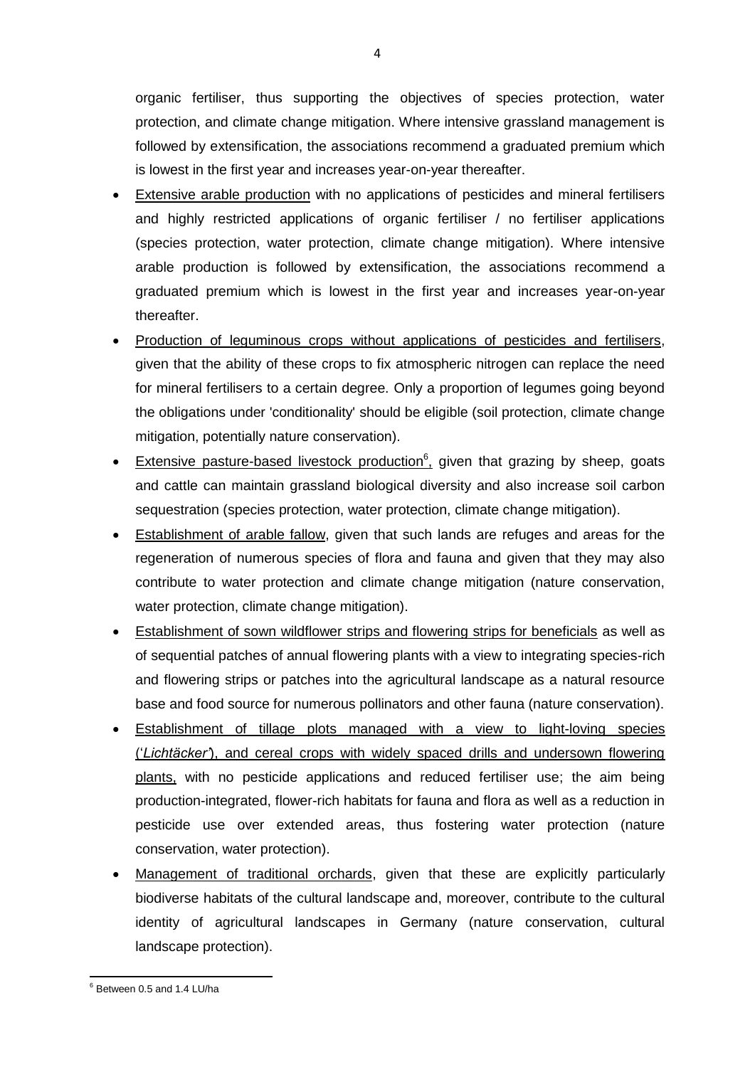organic fertiliser, thus supporting the objectives of species protection, water protection, and climate change mitigation. Where intensive grassland management is followed by extensification, the associations recommend a graduated premium which is lowest in the first year and increases year-on-year thereafter.

- Extensive arable production with no applications of pesticides and mineral fertilisers and highly restricted applications of organic fertiliser / no fertiliser applications (species protection, water protection, climate change mitigation). Where intensive arable production is followed by extensification, the associations recommend a graduated premium which is lowest in the first year and increases year-on-year thereafter.
- Production of leguminous crops without applications of pesticides and fertilisers, given that the ability of these crops to fix atmospheric nitrogen can replace the need for mineral fertilisers to a certain degree. Only a proportion of legumes going beyond the obligations under 'conditionality' should be eligible (soil protection, climate change mitigation, potentially nature conservation).
- Extensive pasture-based livestock production[6], given that grazing by sheep, goats and cattle can maintain grassland biological diversity and also increase soil carbon sequestration (species protection, water protection, climate change mitigation).
- Establishment of arable fallow, given that such lands are refuges and areas for the regeneration of numerous species of flora and fauna and given that they may also contribute to water protection and climate change mitigation (nature conservation, water protection, climate change mitigation).
- Establishment of sown wildflower strips and flowering strips for beneficials as well as of sequential patches of annual flowering plants with a view to integrating species-rich and flowering strips or patches into the agricultural landscape as a natural resource base and food source for numerous pollinators and other fauna (nature conservation).
- Establishment of tillage plots managed with a view to light-loving species ('*Lichtäcker*'), and cereal crops with widely spaced drills and undersown flowering plants, with no pesticide applications and reduced fertiliser use; the aim being production-integrated, flower-rich habitats for fauna and flora as well as a reduction in pesticide use over extended areas, thus fostering water protection (nature conservation, water protection).
- Management of traditional orchards, given that these are explicitly particularly biodiverse habitats of the cultural landscape and, moreover, contribute to the cultural identity of agricultural landscapes in Germany (nature conservation, cultural landscape protection).

[6] Between 0.5 and 1.4 LU/ha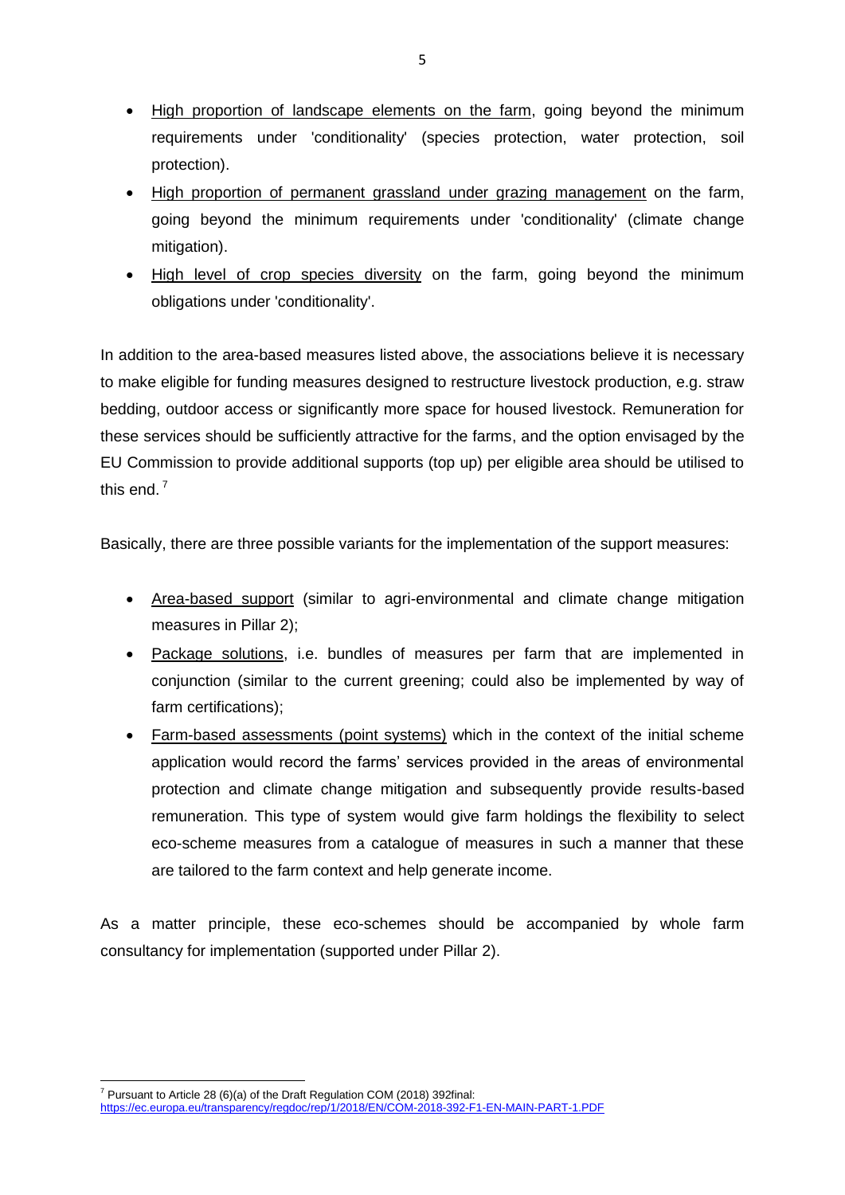- High proportion of landscape elements on the farm, going beyond the minimum requirements under 'conditionality' (species protection, water protection, soil protection).
- High proportion of permanent grassland under grazing management on the farm, going beyond the minimum requirements under 'conditionality' (climate change mitigation).
- High level of crop species diversity on the farm, going beyond the minimum obligations under 'conditionality'.

In addition to the area-based measures listed above, the associations believe it is necessary to make eligible for funding measures designed to restructure livestock production, e.g. straw bedding, outdoor access or significantly more space for housed livestock. Remuneration for these services should be sufficiently attractive for the farms, and the option envisaged by the EU Commission to provide additional supports (top up) per eligible area should be utilised to this end. [7]

Basically, there are three possible variants for the implementation of the support measures:

- Area-based support (similar to agri-environmental and climate change mitigation measures in Pillar 2);
- Package solutions, i.e. bundles of measures per farm that are implemented in conjunction (similar to the current greening; could also be implemented by way of farm certifications);
- Farm-based assessments (point systems) which in the context of the initial scheme application would record the farms' services provided in the areas of environmental protection and climate change mitigation and subsequently provide results-based remuneration. This type of system would give farm holdings the flexibility to select eco-scheme measures from a catalogue of measures in such a manner that these are tailored to the farm context and help generate income.

As a matter principle, these eco-schemes should be accompanied by whole farm consultancy for implementation (supported under Pillar 2).

[7] Pursuant to Article 28 (6)(a) of the Draft Regulation COM (2018) 392final: https://ec.europa.eu/transparency/regdoc/rep/1/2018/EN/COM-2018-392-F1-EN-MAIN-PART-1.PDF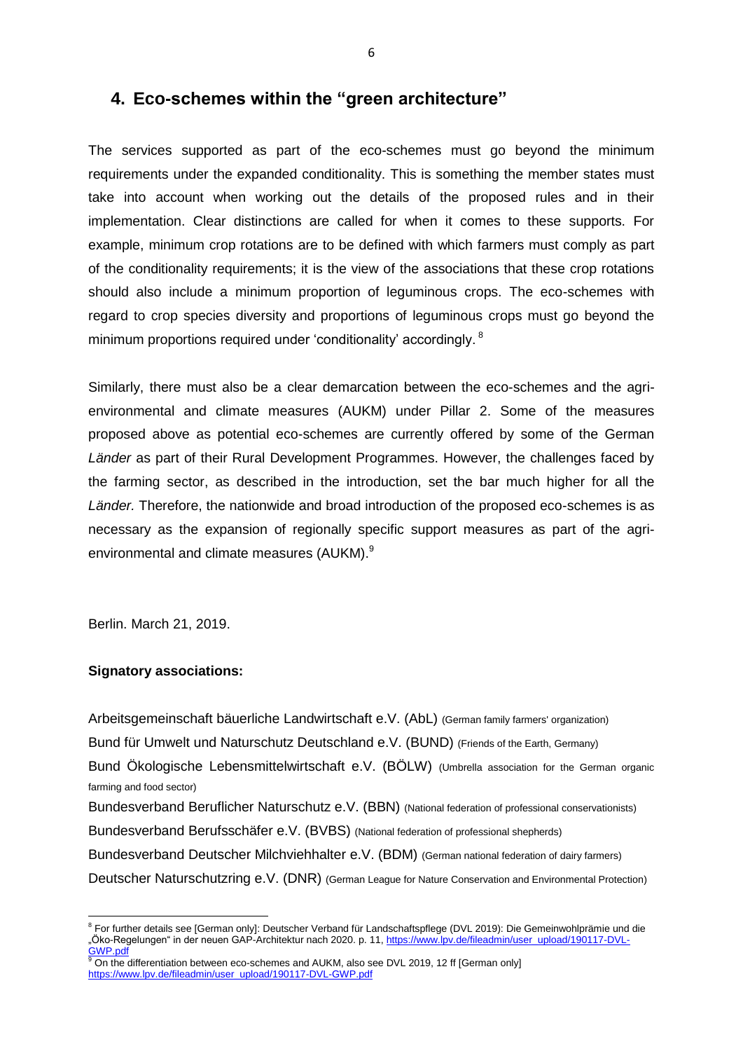## 4. Eco-schemes within the "green architecture"

The services supported as part of the eco-schemes must go beyond the minimum requirements under the expanded conditionality. This is something the member states must take into account when working out the details of the proposed rules and in their implementation. Clear distinctions are called for when it comes to these supports. For example, minimum crop rotations are to be defined with which farmers must comply as part of the conditionality requirements; it is the view of the associations that these crop rotations should also include a minimum proportion of leguminous crops. The eco-schemes with regard to crop species diversity and proportions of leguminous crops must go beyond the minimum proportions required under 'conditionality' accordingly. [8]

Similarly, there must also be a clear demarcation between the eco-schemes and the agri-environmental and climate measures (AUKM) under Pillar 2. Some of the measures proposed above as potential eco-schemes are currently offered by some of the German *Länder* as part of their Rural Development Programmes. However, the challenges faced by the farming sector, as described in the introduction, set the bar much higher for all the *Länder.* Therefore, the nationwide and broad introduction of the proposed eco-schemes is as necessary as the expansion of regionally specific support measures as part of the agri-environmental and climate measures (AUKM).[9]

Berlin. March 21, 2019.

**Signatory associations:**

Arbeitsgemeinschaft bäuerliche Landwirtschaft e.V. (AbL) (German family farmers' organization)
Bund für Umwelt und Naturschutz Deutschland e.V. (BUND) (Friends of the Earth, Germany)
Bund Ökologische Lebensmittelwirtschaft e.V. (BÖLW) (Umbrella association for the German organic farming and food sector)
Bundesverband Beruflicher Naturschutz e.V. (BBN) (National federation of professional conservationists)
Bundesverband Berufsschäfer e.V. (BVBS) (National federation of professional shepherds)
Bundesverband Deutscher Milchviehhalter e.V. (BDM) (German national federation of dairy farmers)
Deutscher Naturschutzring e.V. (DNR) (German League for Nature Conservation and Environmental Protection)

---

[8] For further details see [German only]: Deutscher Verband für Landschaftspflege (DVL 2019): Die Gemeinwohlprämie und die „Öko-Regelungen" in der neuen GAP-Architektur nach 2020. p. 11, https://www.lpv.de/fileadmin/user_upload/190117-DVL-GWP.pdf

[9] On the differentiation between eco-schemes and AUKM, also see DVL 2019, 12 ff [German only] https://www.lpv.de/fileadmin/user_upload/190117-DVL-GWP.pdf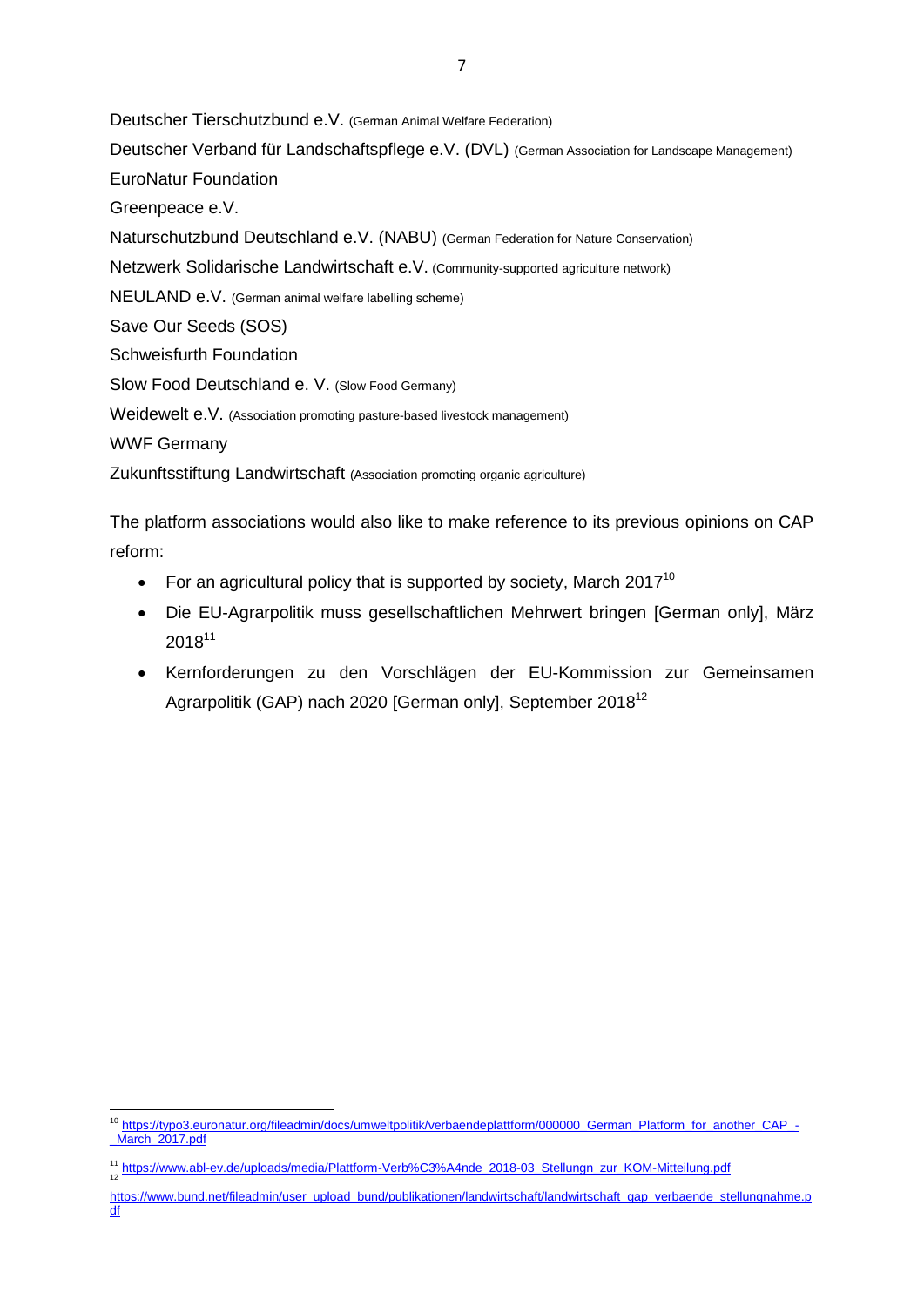Deutscher Tierschutzbund e.V. (German Animal Welfare Federation)

Deutscher Verband für Landschaftspflege e.V. (DVL) (German Association for Landscape Management)

EuroNatur Foundation

Greenpeace e.V.

Naturschutzbund Deutschland e.V. (NABU) (German Federation for Nature Conservation)

Netzwerk Solidarische Landwirtschaft e.V. (Community-supported agriculture network)

NEULAND e.V. (German animal welfare labelling scheme)

Save Our Seeds (SOS)

Schweisfurth Foundation

Slow Food Deutschland e. V. (Slow Food Germany)

Weidewelt e.V. (Association promoting pasture-based livestock management)

WWF Germany

Zukunftsstiftung Landwirtschaft (Association promoting organic agriculture)

The platform associations would also like to make reference to its previous opinions on CAP reform:

- For an agricultural policy that is supported by society, March 2017[10]
- Die EU-Agrarpolitik muss gesellschaftlichen Mehrwert bringen [German only], März 2018[11]
- Kernforderungen zu den Vorschlägen der EU-Kommission zur Gemeinsamen Agrarpolitik (GAP) nach 2020 [German only], September 2018[12]

---

[10] https://typo3.euronatur.org/fileadmin/docs/umweltpolitik/verbaendeplattform/000000_German_Platform_for_another_CAP_-_March_2017.pdf

[11] https://www.abl-ev.de/uploads/media/Plattform-Verb%C3%A4nde_2018-03_Stellungn_zur_KOM-Mitteilung.pdf

[12] https://www.bund.net/fileadmin/user_upload_bund/publikationen/landwirtschaft/landwirtschaft_gap_verbaende_stellungnahme.pdf